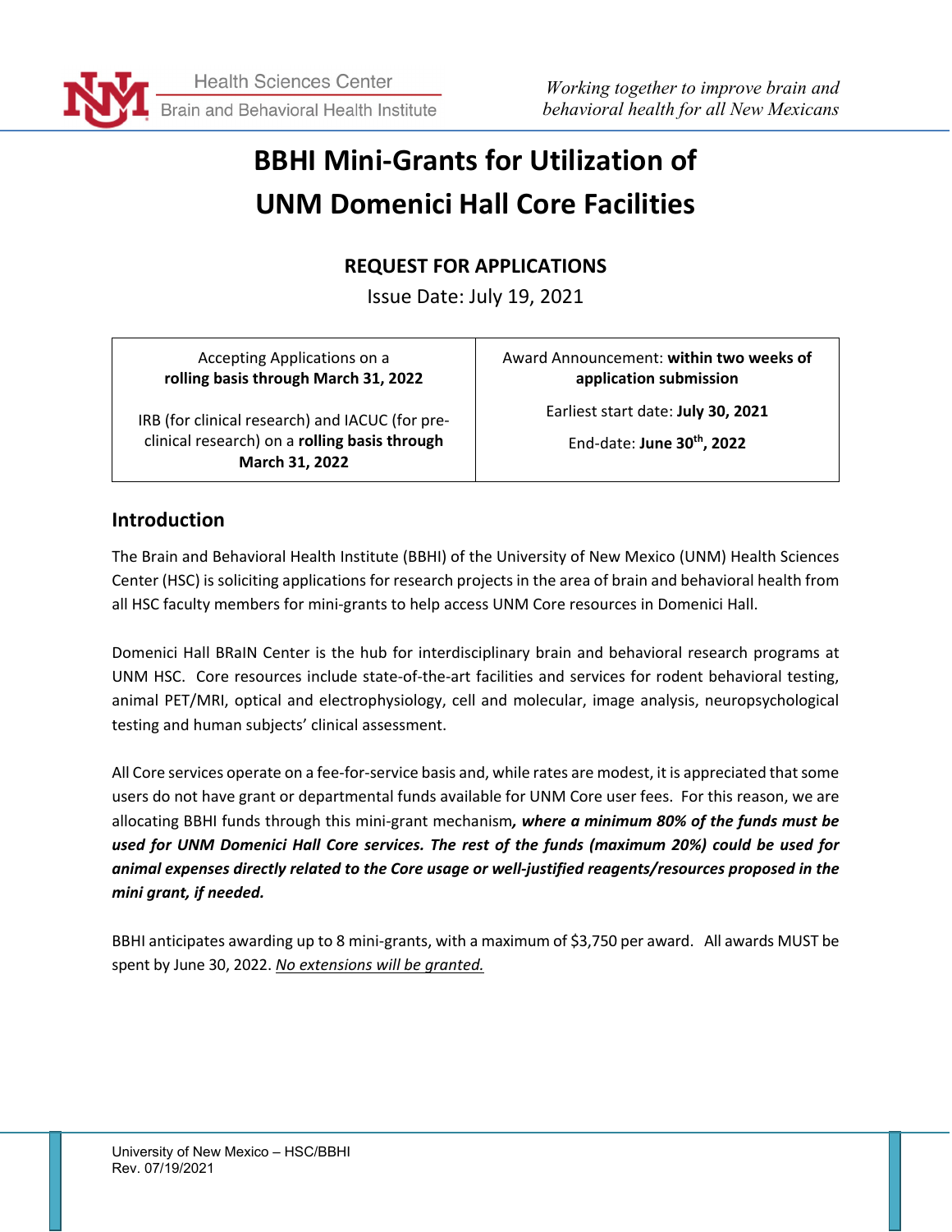Health Sciences Center
Brain and Behavioral Health Institute

*Working together to improve brain and behavioral health for all New Mexicans*

# BBHI Mini-Grants for Utilization of UNM Domenici Hall Core Facilities

## REQUEST FOR APPLICATIONS

Issue Date: July 19, 2021

| | |
|---|---|
| Accepting Applications on a **rolling basis through March 31, 2022**<br><br>IRB (for clinical research) and IACUC (for pre-clinical research) on a **rolling basis through March 31, 2022** | Award Announcement: **within two weeks of application submission**<br><br>Earliest start date: **July 30, 2021**<br><br>End-date: **June 30th, 2022** |

## Introduction

The Brain and Behavioral Health Institute (BBHI) of the University of New Mexico (UNM) Health Sciences Center (HSC) is soliciting applications for research projects in the area of brain and behavioral health from all HSC faculty members for mini-grants to help access UNM Core resources in Domenici Hall.

Domenici Hall BRaIN Center is the hub for interdisciplinary brain and behavioral research programs at UNM HSC. Core resources include state-of-the-art facilities and services for rodent behavioral testing, animal PET/MRI, optical and electrophysiology, cell and molecular, image analysis, neuropsychological testing and human subjects' clinical assessment.

All Core services operate on a fee-for-service basis and, while rates are modest, it is appreciated that some users do not have grant or departmental funds available for UNM Core user fees. For this reason, we are allocating BBHI funds through this mini-grant mechanism***, where a minimum 80% of the funds must be used for UNM Domenici Hall Core services. The rest of the funds (maximum 20%) could be used for animal expenses directly related to the Core usage or well-justified reagents/resources proposed in the mini grant, if needed.***

BBHI anticipates awarding up to 8 mini-grants, with a maximum of $3,750 per award. All awards MUST be spent by June 30, 2022. *No extensions will be granted.*

University of New Mexico – HSC/BBHI
Rev. 07/19/2021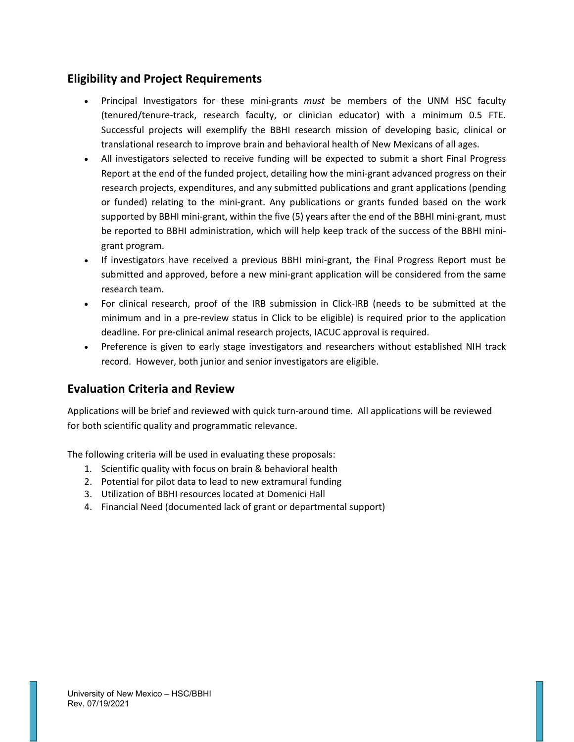## Eligibility and Project Requirements

- Principal Investigators for these mini-grants *must* be members of the UNM HSC faculty (tenured/tenure-track, research faculty, or clinician educator) with a minimum 0.5 FTE. Successful projects will exemplify the BBHI research mission of developing basic, clinical or translational research to improve brain and behavioral health of New Mexicans of all ages.
- All investigators selected to receive funding will be expected to submit a short Final Progress Report at the end of the funded project, detailing how the mini-grant advanced progress on their research projects, expenditures, and any submitted publications and grant applications (pending or funded) relating to the mini-grant. Any publications or grants funded based on the work supported by BBHI mini-grant, within the five (5) years after the end of the BBHI mini-grant, must be reported to BBHI administration, which will help keep track of the success of the BBHI mini-grant program.
- If investigators have received a previous BBHI mini-grant, the Final Progress Report must be submitted and approved, before a new mini-grant application will be considered from the same research team.
- For clinical research, proof of the IRB submission in Click-IRB (needs to be submitted at the minimum and in a pre-review status in Click to be eligible) is required prior to the application deadline. For pre-clinical animal research projects, IACUC approval is required.
- Preference is given to early stage investigators and researchers without established NIH track record. However, both junior and senior investigators are eligible.

## Evaluation Criteria and Review

Applications will be brief and reviewed with quick turn-around time. All applications will be reviewed for both scientific quality and programmatic relevance.

The following criteria will be used in evaluating these proposals:

1. Scientific quality with focus on brain & behavioral health
2. Potential for pilot data to lead to new extramural funding
3. Utilization of BBHI resources located at Domenici Hall
4. Financial Need (documented lack of grant or departmental support)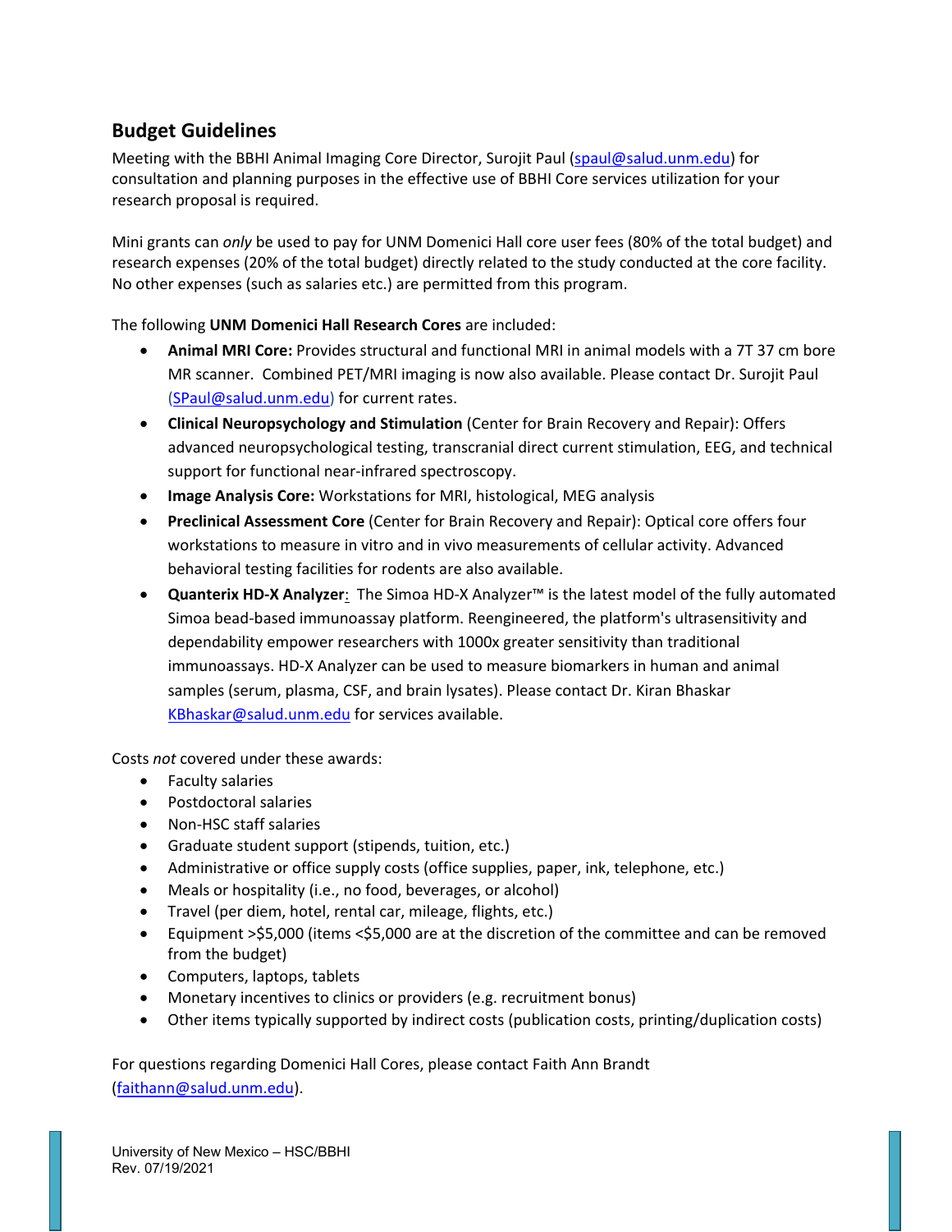## Budget Guidelines

Meeting with the BBHI Animal Imaging Core Director, Surojit Paul (spaul@salud.unm.edu) for consultation and planning purposes in the effective use of BBHI Core services utilization for your research proposal is required.

Mini grants can *only* be used to pay for UNM Domenici Hall core user fees (80% of the total budget) and research expenses (20% of the total budget) directly related to the study conducted at the core facility. No other expenses (such as salaries etc.) are permitted from this program.

The following **UNM Domenici Hall Research Cores** are included:

- **Animal MRI Core:** Provides structural and functional MRI in animal models with a 7T 37 cm bore MR scanner. Combined PET/MRI imaging is now also available. Please contact Dr. Surojit Paul (SPaul@salud.unm.edu) for current rates.
- **Clinical Neuropsychology and Stimulation** (Center for Brain Recovery and Repair): Offers advanced neuropsychological testing, transcranial direct current stimulation, EEG, and technical support for functional near-infrared spectroscopy.
- **Image Analysis Core:** Workstations for MRI, histological, MEG analysis
- **Preclinical Assessment Core** (Center for Brain Recovery and Repair): Optical core offers four workstations to measure in vitro and in vivo measurements of cellular activity. Advanced behavioral testing facilities for rodents are also available.
- **Quanterix HD-X Analyzer**: The Simoa HD-X Analyzer™ is the latest model of the fully automated Simoa bead-based immunoassay platform. Reengineered, the platform's ultrasensitivity and dependability empower researchers with 1000x greater sensitivity than traditional immunoassays. HD-X Analyzer can be used to measure biomarkers in human and animal samples (serum, plasma, CSF, and brain lysates). Please contact Dr. Kiran Bhaskar KBhaskar@salud.unm.edu for services available.

Costs *not* covered under these awards:

- Faculty salaries
- Postdoctoral salaries
- Non-HSC staff salaries
- Graduate student support (stipends, tuition, etc.)
- Administrative or office supply costs (office supplies, paper, ink, telephone, etc.)
- Meals or hospitality (i.e., no food, beverages, or alcohol)
- Travel (per diem, hotel, rental car, mileage, flights, etc.)
- Equipment >$5,000 (items <$5,000 are at the discretion of the committee and can be removed from the budget)
- Computers, laptops, tablets
- Monetary incentives to clinics or providers (e.g. recruitment bonus)
- Other items typically supported by indirect costs (publication costs, printing/duplication costs)

For questions regarding Domenici Hall Cores, please contact Faith Ann Brandt (faithann@salud.unm.edu).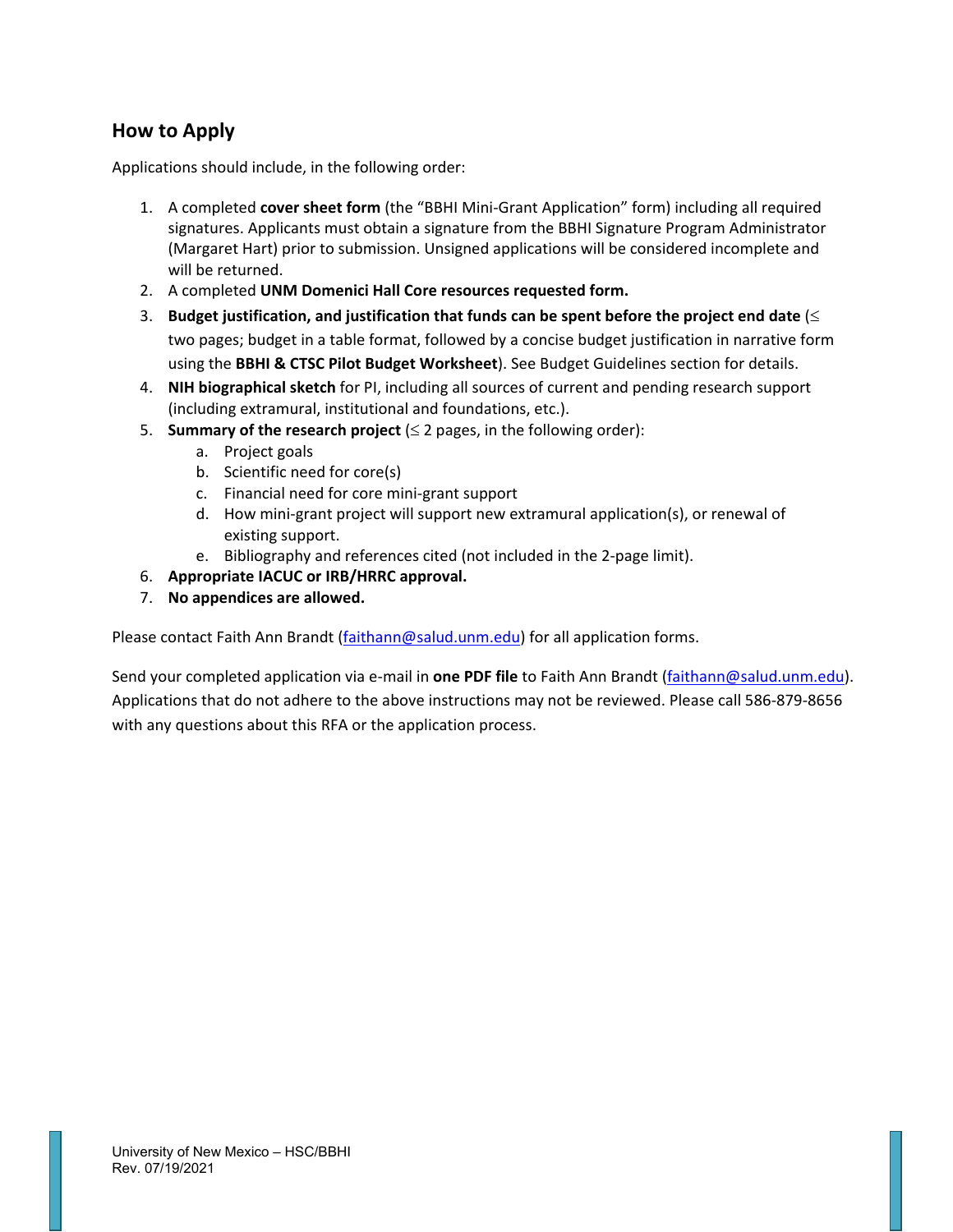## How to Apply

Applications should include, in the following order:

1. A completed **cover sheet form** (the "BBHI Mini-Grant Application" form) including all required signatures. Applicants must obtain a signature from the BBHI Signature Program Administrator (Margaret Hart) prior to submission. Unsigned applications will be considered incomplete and will be returned.
2. A completed **UNM Domenici Hall Core resources requested form.**
3. **Budget justification, and justification that funds can be spent before the project end date** (≤ two pages; budget in a table format, followed by a concise budget justification in narrative form using the **BBHI & CTSC Pilot Budget Worksheet**). See Budget Guidelines section for details.
4. **NIH biographical sketch** for PI, including all sources of current and pending research support (including extramural, institutional and foundations, etc.).
5. **Summary of the research project** (≤ 2 pages, in the following order):
   a. Project goals
   b. Scientific need for core(s)
   c. Financial need for core mini-grant support
   d. How mini-grant project will support new extramural application(s), or renewal of existing support.
   e. Bibliography and references cited (not included in the 2-page limit).
6. **Appropriate IACUC or IRB/HRRC approval.**
7. **No appendices are allowed.**

Please contact Faith Ann Brandt (faithann@salud.unm.edu) for all application forms.

Send your completed application via e-mail in **one PDF file** to Faith Ann Brandt (faithann@salud.unm.edu). Applications that do not adhere to the above instructions may not be reviewed. Please call 586-879-8656 with any questions about this RFA or the application process.